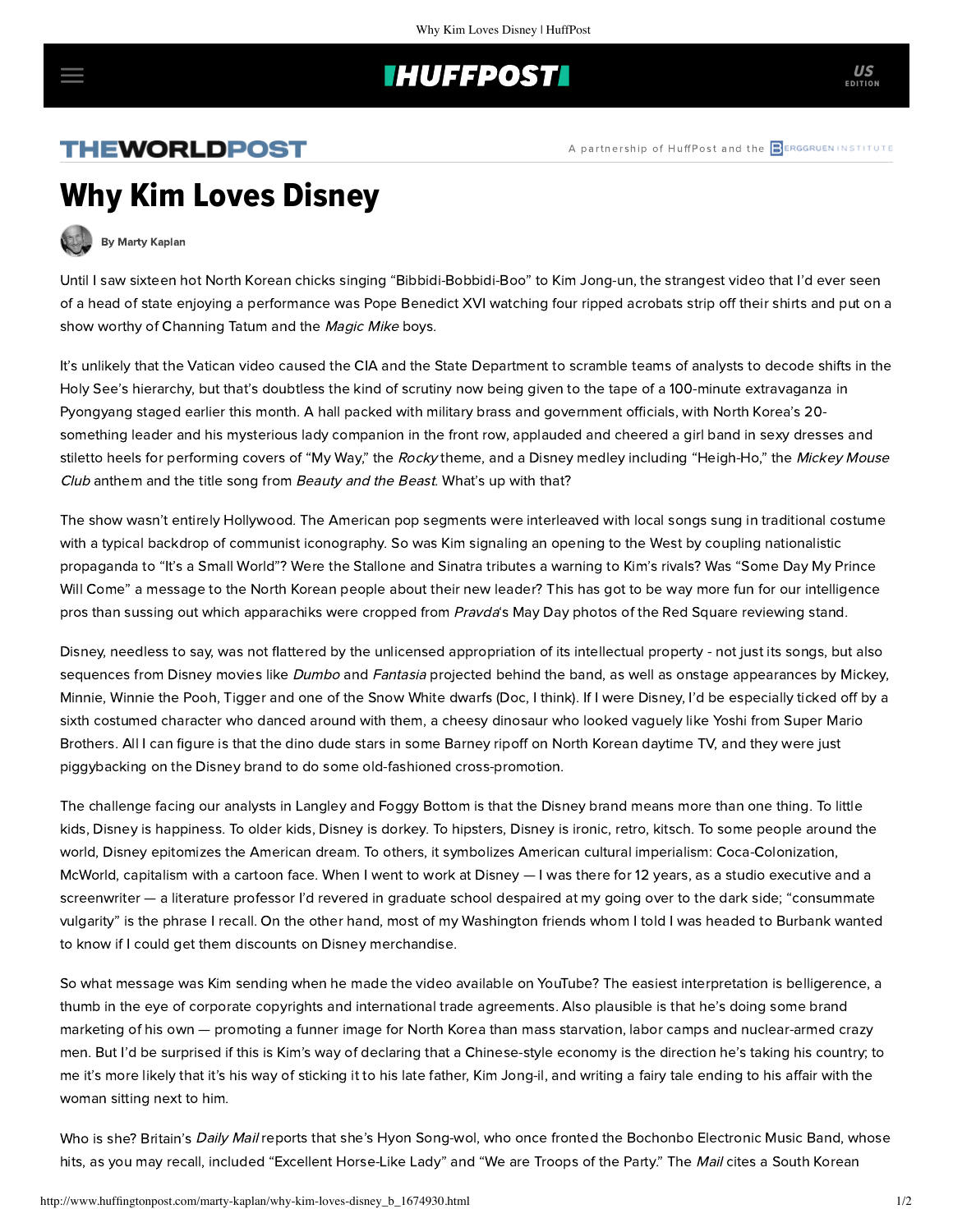THEWORLDPOST

A partnership of HuffPost and the Berggruen Institute

# Why Kim Loves Disney

By Marty Kaplan

Until I saw sixteen hot North Korean chicks singing "Bibbidi-Bobbidi-Boo" to Kim Jong-un, the strangest video that I'd ever seen of a head of state enjoying a performance was Pope Benedict XVI watching four ripped acrobats strip off their shirts and put on a show worthy of Channing Tatum and the *Magic Mike* boys.

It's unlikely that the Vatican video caused the CIA and the State Department to scramble teams of analysts to decode shifts in the Holy See's hierarchy, but that's doubtless the kind of scrutiny now being given to the tape of a 100-minute extravaganza in Pyongyang staged earlier this month. A hall packed with military brass and government officials, with North Korea's 20-something leader and his mysterious lady companion in the front row, applauded and cheered a girl band in sexy dresses and stiletto heels for performing covers of "My Way," the *Rocky* theme, and a Disney medley including "Heigh-Ho," the *Mickey Mouse Club* anthem and the title song from *Beauty and the Beast*. What's up with that?

The show wasn't entirely Hollywood. The American pop segments were interleaved with local songs sung in traditional costume with a typical backdrop of communist iconography. So was Kim signaling an opening to the West by coupling nationalistic propaganda to "It's a Small World"? Were the Stallone and Sinatra tributes a warning to Kim's rivals? Was "Some Day My Prince Will Come" a message to the North Korean people about their new leader? This has got to be way more fun for our intelligence pros than sussing out which apparachiks were cropped from *Pravda*'s May Day photos of the Red Square reviewing stand.

Disney, needless to say, was not flattered by the unlicensed appropriation of its intellectual property - not just its songs, but also sequences from Disney movies like *Dumbo* and *Fantasia* projected behind the band, as well as onstage appearances by Mickey, Minnie, Winnie the Pooh, Tigger and one of the Snow White dwarfs (Doc, I think). If I were Disney, I'd be especially ticked off by a sixth costumed character who danced around with them, a cheesy dinosaur who looked vaguely like Yoshi from Super Mario Brothers. All I can figure is that the dino dude stars in some Barney ripoff on North Korean daytime TV, and they were just piggybacking on the Disney brand to do some old-fashioned cross-promotion.

The challenge facing our analysts in Langley and Foggy Bottom is that the Disney brand means more than one thing. To little kids, Disney is happiness. To older kids, Disney is dorkey. To hipsters, Disney is ironic, retro, kitsch. To some people around the world, Disney epitomizes the American dream. To others, it symbolizes American cultural imperialism: Coca-Colonization, McWorld, capitalism with a cartoon face. When I went to work at Disney — I was there for 12 years, as a studio executive and a screenwriter — a literature professor I'd revered in graduate school despaired at my going over to the dark side; "consummate vulgarity" is the phrase I recall. On the other hand, most of my Washington friends whom I told I was headed to Burbank wanted to know if I could get them discounts on Disney merchandise.

So what message was Kim sending when he made the video available on YouTube? The easiest interpretation is belligerence, a thumb in the eye of corporate copyrights and international trade agreements. Also plausible is that he's doing some brand marketing of his own — promoting a funner image for North Korea than mass starvation, labor camps and nuclear-armed crazy men. But I'd be surprised if this is Kim's way of declaring that a Chinese-style economy is the direction he's taking his country; to me it's more likely that it's his way of sticking it to his late father, Kim Jong-il, and writing a fairy tale ending to his affair with the woman sitting next to him.

Who is she? Britain's *Daily Mail* reports that she's Hyon Song-wol, who once fronted the Bochonbo Electronic Music Band, whose hits, as you may recall, included "Excellent Horse-Like Lady" and "We are Troops of the Party." The *Mail* cites a South Korean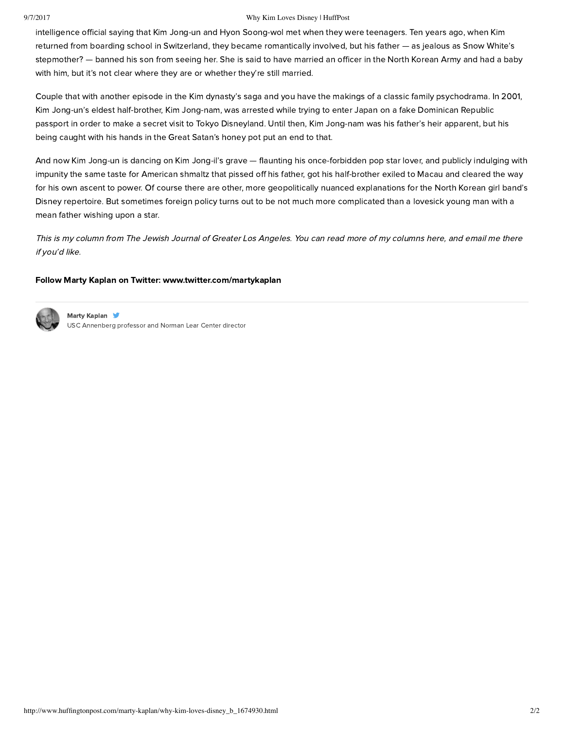intelligence official saying that Kim Jong-un and Hyon Soong-wol met when they were teenagers. Ten years ago, when Kim returned from boarding school in Switzerland, they became romantically involved, but his father — as jealous as Snow White's stepmother? — banned his son from seeing her. She is said to have married an officer in the North Korean Army and had a baby with him, but it's not clear where they are or whether they're still married.

Couple that with another episode in the Kim dynasty's saga and you have the makings of a classic family psychodrama. In 2001, Kim Jong-un's eldest half-brother, Kim Jong-nam, was arrested while trying to enter Japan on a fake Dominican Republic passport in order to make a secret visit to Tokyo Disneyland. Until then, Kim Jong-nam was his father's heir apparent, but his being caught with his hands in the Great Satan's honey pot put an end to that.

And now Kim Jong-un is dancing on Kim Jong-il's grave — flaunting his once-forbidden pop star lover, and publicly indulging with impunity the same taste for American shmaltz that pissed off his father, got his half-brother exiled to Macau and cleared the way for his own ascent to power. Of course there are other, more geopolitically nuanced explanations for the North Korean girl band's Disney repertoire. But sometimes foreign policy turns out to be not much more complicated than a lovesick young man with a mean father wishing upon a star.

*This is my column from The Jewish Journal of Greater Los Angeles. You can read more of my columns here, and email me there if you'd like.*

**Follow Marty Kaplan on Twitter: www.twitter.com/martykaplan**

---

**Marty Kaplan**
USC Annenberg professor and Norman Lear Center director